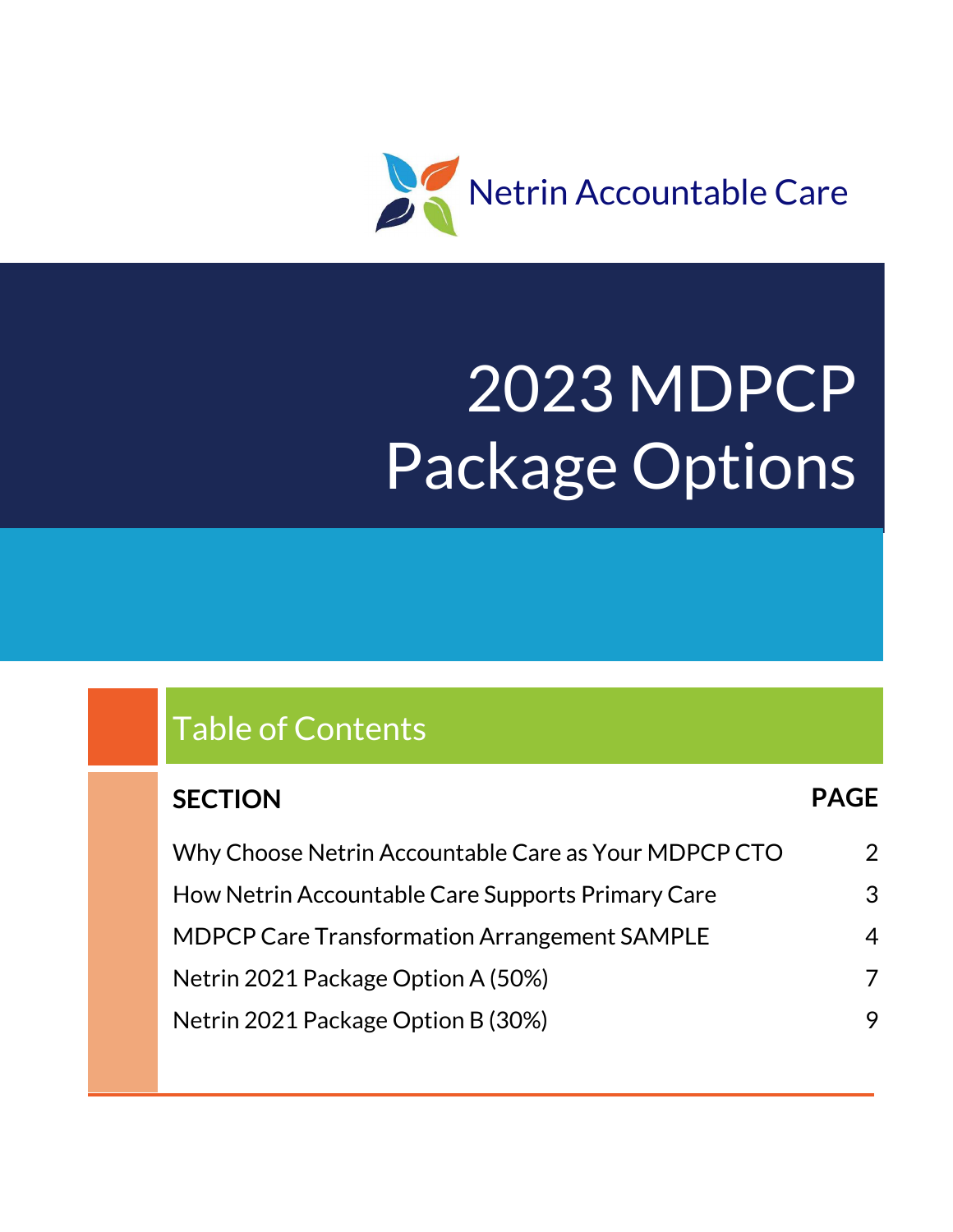Netrin Accountable Care

# 2023 MDPCP Package Options

## Table of Contents

| SECTION | PAGE |
| --- | --- |
| Why Choose Netrin Accountable Care as Your MDPCP CTO | 2 |
| How Netrin Accountable Care Supports Primary Care | 3 |
| MDPCP Care Transformation Arrangement SAMPLE | 4 |
| Netrin 2021 Package Option A (50%) | 7 |
| Netrin 2021 Package Option B (30%) | 9 |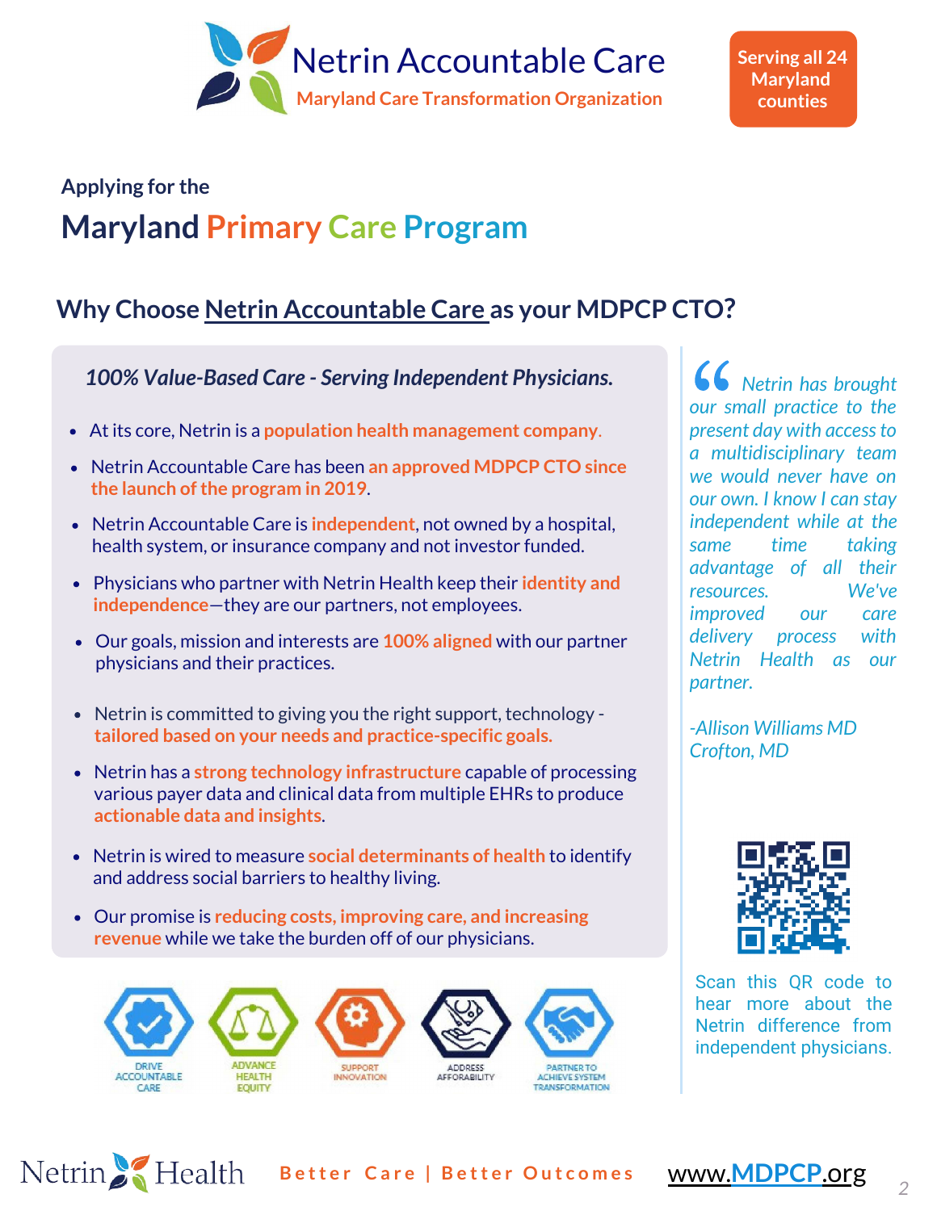# Netrin Accountable Care

Maryland Care Transformation Organization

Serving all 24 Maryland counties

Applying for the

## Maryland Primary Care Program

### Why Choose Netrin Accountable Care as your MDPCP CTO?

***100% Value-Based Care - Serving Independent Physicians.***

- At its core, Netrin is a **population health management company**.
- Netrin Accountable Care has been **an approved MDPCP CTO since the launch of the program in 2019**.
- Netrin Accountable Care is **independent**, not owned by a hospital, health system, or insurance company and not investor funded.
- Physicians who partner with Netrin Health keep their **identity and independence**—they are our partners, not employees.
- Our goals, mission and interests are **100% aligned** with our partner physicians and their practices.
- Netrin is committed to giving you the right support, technology - **tailored based on your needs and practice-specific goals.**
- Netrin has a **strong technology infrastructure** capable of processing various payer data and clinical data from multiple EHRs to produce **actionable data and insights**.
- Netrin is wired to measure **social determinants of health** to identify and address social barriers to healthy living.
- Our promise is **reducing costs, improving care, and increasing revenue** while we take the burden off of our physicians.

DRIVE ACCOUNTABLE CARE | ADVANCE HEALTH EQUITY | SUPPORT INNOVATION | ADDRESS AFFORDABILITY | PARTNER TO ACHIEVE SYSTEM TRANSFORMATION

*“Netrin has brought our small practice to the present day with access to a multidisciplinary team we would never have on our own. I know I can stay independent while at the same time taking advantage of all their resources. We've improved our care delivery process with Netrin Health as our partner.*

*-Allison Williams MD*
*Crofton, MD*

Scan this QR code to hear more about the Netrin difference from independent physicians.

Netrin Health — Better Care | Better Outcomes — www.MDPCP.org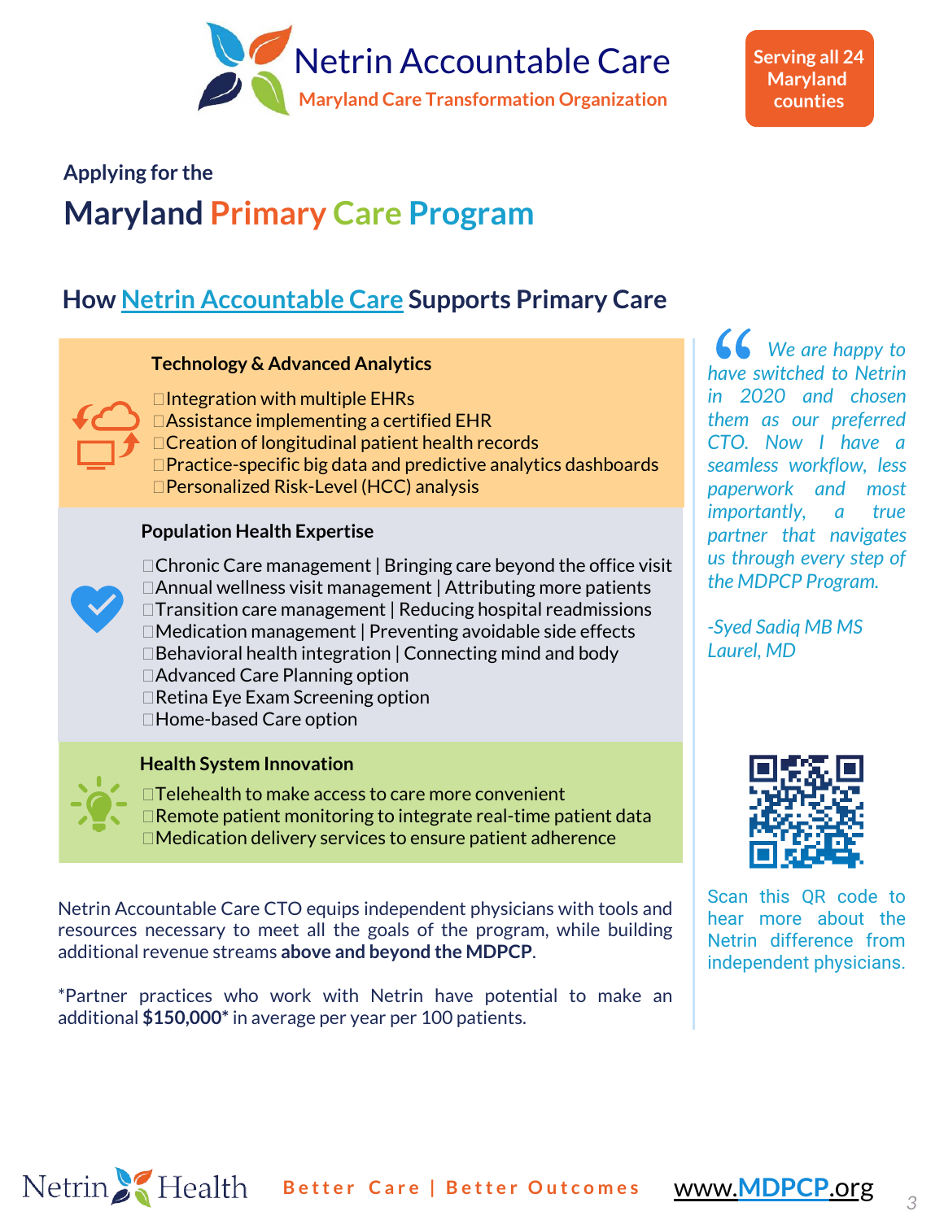# Netrin Accountable Care

**Maryland Care Transformation Organization**

**Serving all 24 Maryland counties**

Applying for the

# Maryland Primary Care Program

## How Netrin Accountable Care Supports Primary Care

### Technology & Advanced Analytics

- Integration with multiple EHRs
- Assistance implementing a certified EHR
- Creation of longitudinal patient health records
- Practice-specific big data and predictive analytics dashboards
- Personalized Risk-Level (HCC) analysis

### Population Health Expertise

- Chronic Care management | Bringing care beyond the office visit
- Annual wellness visit management | Attributing more patients
- Transition care management | Reducing hospital readmissions
- Medication management | Preventing avoidable side effects
- Behavioral health integration | Connecting mind and body
- Advanced Care Planning option
- Retina Eye Exam Screening option
- Home-based Care option

### Health System Innovation

- Telehealth to make access to care more convenient
- Remote patient monitoring to integrate real-time patient data
- Medication delivery services to ensure patient adherence

Netrin Accountable Care CTO equips independent physicians with tools and resources necessary to meet all the goals of the program, while building additional revenue streams **above and beyond the MDPCP**.

*Partner practices who work with Netrin have potential to make an additional **$150,000*** in average per year per 100 patients.

> *"We are happy to have switched to Netrin in 2020 and chosen them as our preferred CTO. Now I have a seamless workflow, less paperwork and most importantly, a true partner that navigates us through every step of the MDPCP Program.*
>
> *-Syed Sadiq MB MS*
> *Laurel, MD*

Scan this QR code to hear more about the Netrin difference from independent physicians.

Netrin Health — Better Care | Better Outcomes — www.MDPCP.org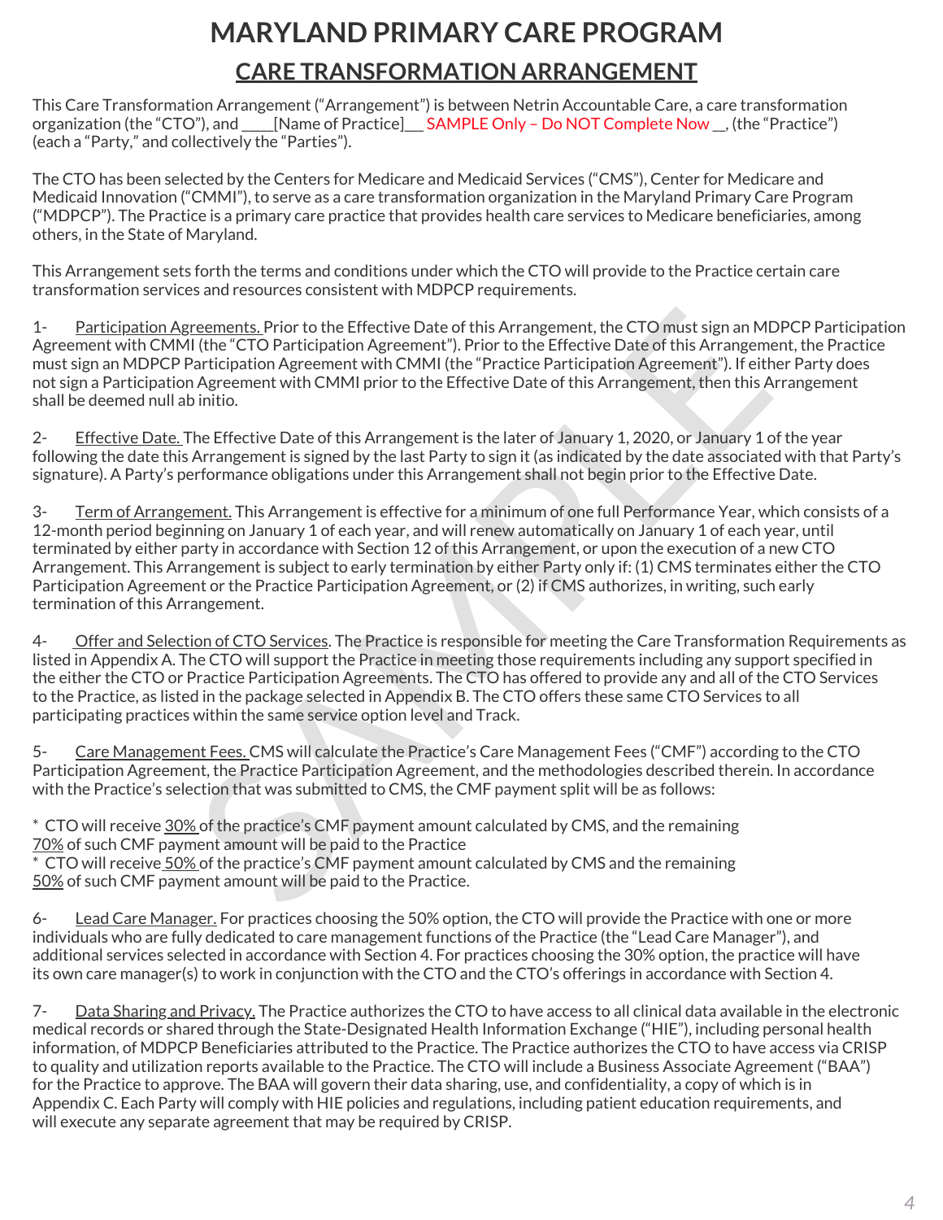# MARYLAND PRIMARY CARE PROGRAM

## CARE TRANSFORMATION ARRANGEMENT

This Care Transformation Arrangement ("Arrangement") is between Netrin Accountable Care, a care transformation organization (the "CTO"), and ____[Name of Practice]___ SAMPLE Only – Do NOT Complete Now __, (the "Practice") (each a "Party," and collectively the "Parties").

The CTO has been selected by the Centers for Medicare and Medicaid Services ("CMS"), Center for Medicare and Medicaid Innovation ("CMMI"), to serve as a care transformation organization in the Maryland Primary Care Program ("MDPCP"). The Practice is a primary care practice that provides health care services to Medicare beneficiaries, among others, in the State of Maryland.

This Arrangement sets forth the terms and conditions under which the CTO will provide to the Practice certain care transformation services and resources consistent with MDPCP requirements.

1- Participation Agreements. Prior to the Effective Date of this Arrangement, the CTO must sign an MDPCP Participation Agreement with CMMI (the "CTO Participation Agreement"). Prior to the Effective Date of this Arrangement, the Practice must sign an MDPCP Participation Agreement with CMMI (the "Practice Participation Agreement"). If either Party does not sign a Participation Agreement with CMMI prior to the Effective Date of this Arrangement, then this Arrangement shall be deemed null ab initio.

2- Effective Date. The Effective Date of this Arrangement is the later of January 1, 2020, or January 1 of the year following the date this Arrangement is signed by the last Party to sign it (as indicated by the date associated with that Party's signature). A Party's performance obligations under this Arrangement shall not begin prior to the Effective Date.

3- Term of Arrangement. This Arrangement is effective for a minimum of one full Performance Year, which consists of a 12-month period beginning on January 1 of each year, and will renew automatically on January 1 of each year, until terminated by either party in accordance with Section 12 of this Arrangement, or upon the execution of a new CTO Arrangement. This Arrangement is subject to early termination by either Party only if: (1) CMS terminates either the CTO Participation Agreement or the Practice Participation Agreement, or (2) if CMS authorizes, in writing, such early termination of this Arrangement.

4- Offer and Selection of CTO Services. The Practice is responsible for meeting the Care Transformation Requirements as listed in Appendix A. The CTO will support the Practice in meeting those requirements including any support specified in the either the CTO or Practice Participation Agreements. The CTO has offered to provide any and all of the CTO Services to the Practice, as listed in the package selected in Appendix B. The CTO offers these same CTO Services to all participating practices within the same service option level and Track.

5- Care Management Fees. CMS will calculate the Practice's Care Management Fees ("CMF") according to the CTO Participation Agreement, the Practice Participation Agreement, and the methodologies described therein. In accordance with the Practice's selection that was submitted to CMS, the CMF payment split will be as follows:

* CTO will receive 30% of the practice's CMF payment amount calculated by CMS, and the remaining 70% of such CMF payment amount will be paid to the Practice
* CTO will receive 50% of the practice's CMF payment amount calculated by CMS and the remaining 50% of such CMF payment amount will be paid to the Practice.

6- Lead Care Manager. For practices choosing the 50% option, the CTO will provide the Practice with one or more individuals who are fully dedicated to care management functions of the Practice (the "Lead Care Manager"), and additional services selected in accordance with Section 4. For practices choosing the 30% option, the practice will have its own care manager(s) to work in conjunction with the CTO and the CTO's offerings in accordance with Section 4.

7- Data Sharing and Privacy. The Practice authorizes the CTO to have access to all clinical data available in the electronic medical records or shared through the State-Designated Health Information Exchange ("HIE"), including personal health information, of MDPCP Beneficiaries attributed to the Practice. The Practice authorizes the CTO to have access via CRISP to quality and utilization reports available to the Practice. The CTO will include a Business Associate Agreement ("BAA") for the Practice to approve. The BAA will govern their data sharing, use, and confidentiality, a copy of which is in Appendix C. Each Party will comply with HIE policies and regulations, including patient education requirements, and will execute any separate agreement that may be required by CRISP.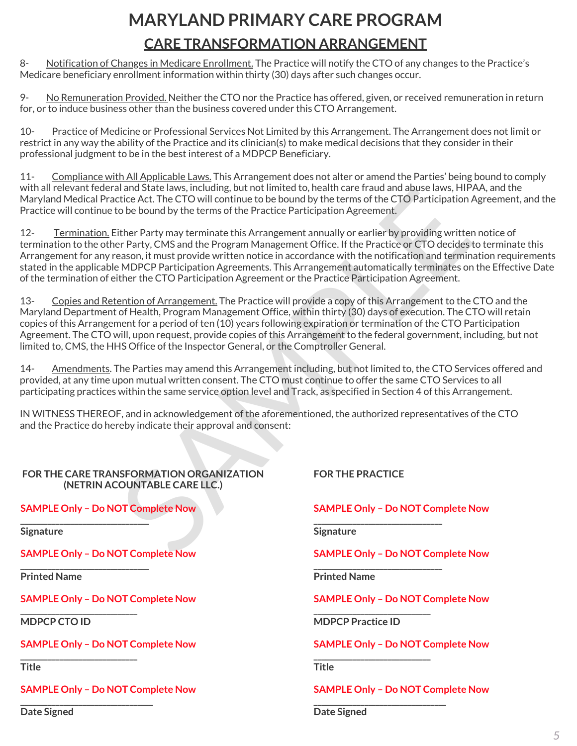# MARYLAND PRIMARY CARE PROGRAM

## CARE TRANSFORMATION ARRANGEMENT

8- Notification of Changes in Medicare Enrollment. The Practice will notify the CTO of any changes to the Practice's Medicare beneficiary enrollment information within thirty (30) days after such changes occur.

9- No Remuneration Provided. Neither the CTO nor the Practice has offered, given, or received remuneration in return for, or to induce business other than the business covered under this CTO Arrangement.

10- Practice of Medicine or Professional Services Not Limited by this Arrangement. The Arrangement does not limit or restrict in any way the ability of the Practice and its clinician(s) to make medical decisions that they consider in their professional judgment to be in the best interest of a MDPCP Beneficiary.

11- Compliance with All Applicable Laws. This Arrangement does not alter or amend the Parties' being bound to comply with all relevant federal and State laws, including, but not limited to, health care fraud and abuse laws, HIPAA, and the Maryland Medical Practice Act. The CTO will continue to be bound by the terms of the CTO Participation Agreement, and the Practice will continue to be bound by the terms of the Practice Participation Agreement.

12- Termination. Either Party may terminate this Arrangement annually or earlier by providing written notice of termination to the other Party, CMS and the Program Management Office. If the Practice or CTO decides to terminate this Arrangement for any reason, it must provide written notice in accordance with the notification and termination requirements stated in the applicable MDPCP Participation Agreements. This Arrangement automatically terminates on the Effective Date of the termination of either the CTO Participation Agreement or the Practice Participation Agreement.

13- Copies and Retention of Arrangement. The Practice will provide a copy of this Arrangement to the CTO and the Maryland Department of Health, Program Management Office, within thirty (30) days of execution. The CTO will retain copies of this Arrangement for a period of ten (10) years following expiration or termination of the CTO Participation Agreement. The CTO will, upon request, provide copies of this Arrangement to the federal government, including, but not limited to, CMS, the HHS Office of the Inspector General, or the Comptroller General.

14- Amendments. The Parties may amend this Arrangement including, but not limited to, the CTO Services offered and provided, at any time upon mutual written consent. The CTO must continue to offer the same CTO Services to all participating practices within the same service option level and Track, as specified in Section 4 of this Arrangement.

IN WITNESS THEREOF, and in acknowledgement of the aforementioned, the authorized representatives of the CTO and the Practice do hereby indicate their approval and consent:

**FOR THE CARE TRANSFORMATION ORGANIZATION (NETRIN ACOUNTABLE CARE LLC.)**

SAMPLE Only – Do NOT Complete Now
___________________________
**Signature**

SAMPLE Only – Do NOT Complete Now
___________________________
**Printed Name**

SAMPLE Only – Do NOT Complete Now
___________________________
**MDPCP CTO ID**

SAMPLE Only – Do NOT Complete Now
___________________________
**Title**

SAMPLE Only – Do NOT Complete Now
___________________________
**Date Signed**

**FOR THE PRACTICE**

SAMPLE Only – Do NOT Complete Now
___________________________
**Signature**

SAMPLE Only – Do NOT Complete Now
___________________________
**Printed Name**

SAMPLE Only – Do NOT Complete Now
___________________________
**MDPCP Practice ID**

SAMPLE Only – Do NOT Complete Now
___________________________
**Title**

SAMPLE Only – Do NOT Complete Now
___________________________
**Date Signed**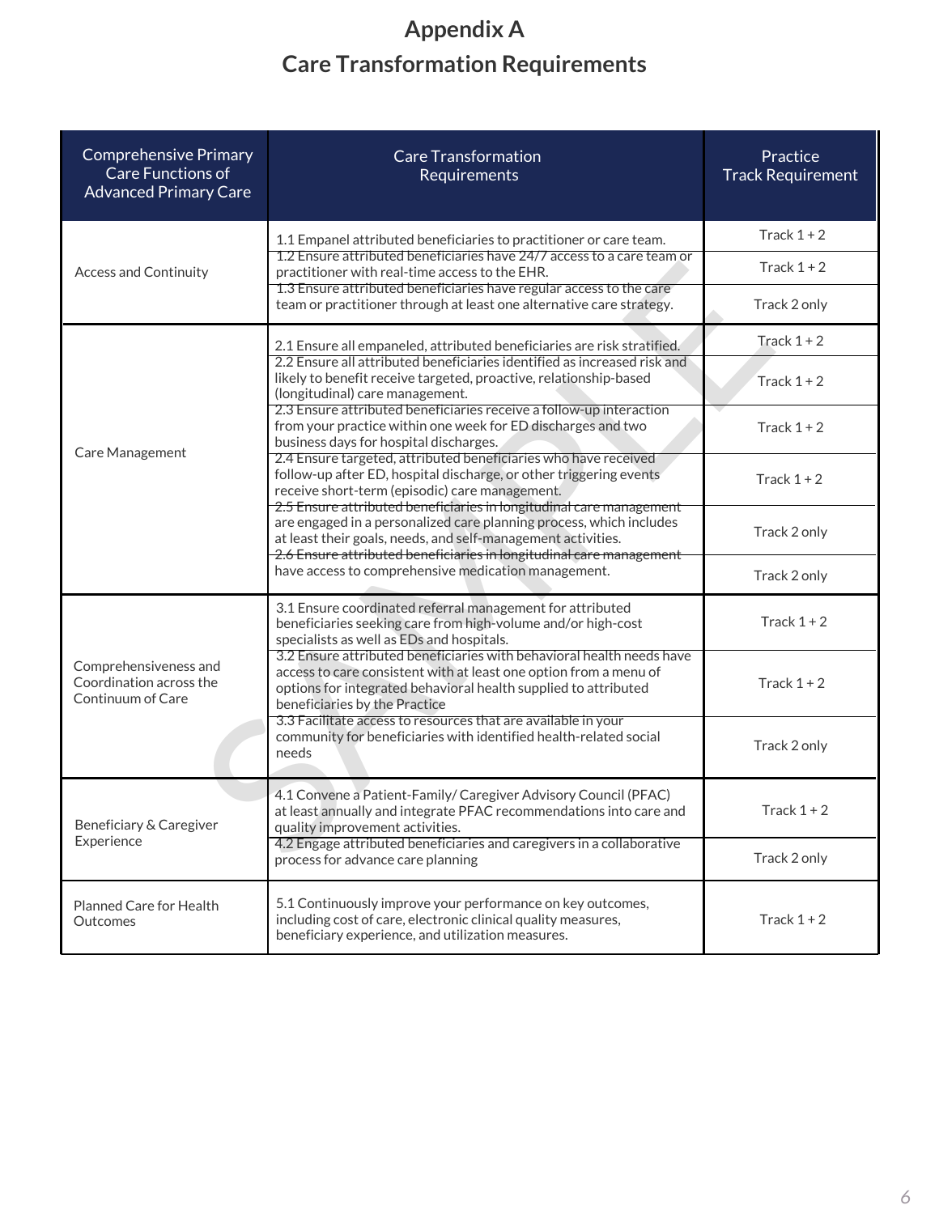# Appendix A

## Care Transformation Requirements

| Comprehensive Primary Care Functions of Advanced Primary Care | Care Transformation Requirements | Practice Track Requirement |
|---|---|---|
| Access and Continuity | 1.1 Empanel attributed beneficiaries to practitioner or care team. | Track 1 + 2 |
| | 1.2 Ensure attributed beneficiaries have 24/7 access to a care team or practitioner with real-time access to the EHR. | Track 1 + 2 |
| | 1.3 Ensure attributed beneficiaries have regular access to the care team or practitioner through at least one alternative care strategy. | Track 2 only |
| Care Management | 2.1 Ensure all empaneled, attributed beneficiaries are risk stratified. | Track 1 + 2 |
| | 2.2 Ensure all attributed beneficiaries identified as increased risk and likely to benefit receive targeted, proactive, relationship-based (longitudinal) care management. | Track 1 + 2 |
| | 2.3 Ensure attributed beneficiaries receive a follow-up interaction from your practice within one week for ED discharges and two business days for hospital discharges. | Track 1 + 2 |
| | 2.4 Ensure targeted, attributed beneficiaries who have received follow-up after ED, hospital discharge, or other triggering events receive short-term (episodic) care management. | Track 1 + 2 |
| | 2.5 Ensure attributed beneficiaries in longitudinal care management are engaged in a personalized care planning process, which includes at least their goals, needs, and self-management activities. | Track 2 only |
| | 2.6 Ensure attributed beneficiaries in longitudinal care management have access to comprehensive medication management. | Track 2 only |
| Comprehensiveness and Coordination across the Continuum of Care | 3.1 Ensure coordinated referral management for attributed beneficiaries seeking care from high-volume and/or high-cost specialists as well as EDs and hospitals. | Track 1 + 2 |
| | 3.2 Ensure attributed beneficiaries with behavioral health needs have access to care consistent with at least one option from a menu of options for integrated behavioral health supplied to attributed beneficiaries by the Practice | Track 1 + 2 |
| | 3.3 Facilitate access to resources that are available in your community for beneficiaries with identified health-related social needs | Track 2 only |
| Beneficiary & Caregiver Experience | 4.1 Convene a Patient-Family/ Caregiver Advisory Council (PFAC) at least annually and integrate PFAC recommendations into care and quality improvement activities. | Track 1 + 2 |
| | 4.2 Engage attributed beneficiaries and caregivers in a collaborative process for advance care planning | Track 2 only |
| Planned Care for Health Outcomes | 5.1 Continuously improve your performance on key outcomes, including cost of care, electronic clinical quality measures, beneficiary experience, and utilization measures. | Track 1 + 2 |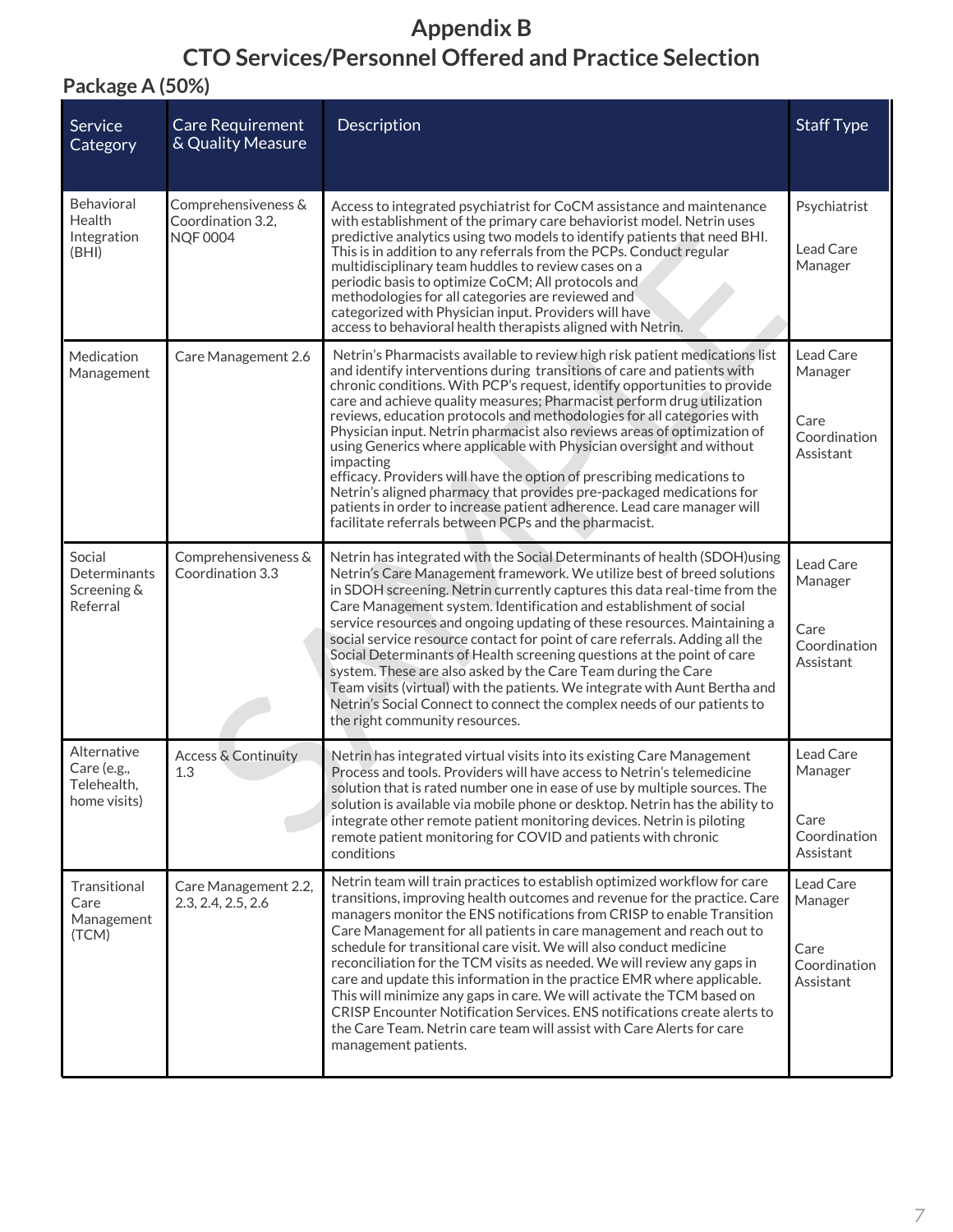# Appendix B
# CTO Services/Personnel Offered and Practice Selection

## Package A (50%)

| Service Category | Care Requirement & Quality Measure | Description | Staff Type |
|---|---|---|---|
| Behavioral Health Integration (BHI) | Comprehensiveness & Coordination 3.2, NQF 0004 | Access to integrated psychiatrist for CoCM assistance and maintenance with establishment of the primary care behaviorist model. Netrin uses predictive analytics using two models to identify patients that need BHI. This is in addition to any referrals from the PCPs. Conduct regular multidisciplinary team huddles to review cases on a periodic basis to optimize CoCM; All protocols and methodologies for all categories are reviewed and categorized with Physician input. Providers will have access to behavioral health therapists aligned with Netrin. | Psychiatrist<br><br>Lead Care Manager |
| Medication Management | Care Management 2.6 | Netrin's Pharmacists available to review high risk patient medications list and identify interventions during transitions of care and patients with chronic conditions. With PCP's request, identify opportunities to provide care and achieve quality measures; Pharmacist perform drug utilization reviews, education protocols and methodologies for all categories with Physician input. Netrin pharmacist also reviews areas of optimization of using Generics where applicable with Physician oversight and without impacting efficacy. Providers will have the option of prescribing medications to Netrin's aligned pharmacy that provides pre-packaged medications for patients in order to increase patient adherence. Lead care manager will facilitate referrals between PCPs and the pharmacist. | Lead Care Manager<br><br>Care Coordination Assistant |
| Social Determinants Screening & Referral | Comprehensiveness & Coordination 3.3 | Netrin has integrated with the Social Determinants of health (SDOH)using Netrin's Care Management framework. We utilize best of breed solutions in SDOH screening. Netrin currently captures this data real-time from the Care Management system. Identification and establishment of social service resources and ongoing updating of these resources. Maintaining a social service resource contact for point of care referrals. Adding all the Social Determinants of Health screening questions at the point of care system. These are also asked by the Care Team during the Care Team visits (virtual) with the patients. We integrate with Aunt Bertha and Netrin's Social Connect to connect the complex needs of our patients to the right community resources. | Lead Care Manager<br><br>Care Coordination Assistant |
| Alternative Care (e.g., Telehealth, home visits) | Access & Continuity 1.3 | Netrin has integrated virtual visits into its existing Care Management Process and tools. Providers will have access to Netrin's telemedicine solution that is rated number one in ease of use by multiple sources. The solution is available via mobile phone or desktop. Netrin has the ability to integrate other remote patient monitoring devices. Netrin is piloting remote patient monitoring for COVID and patients with chronic conditions | Lead Care Manager<br><br>Care Coordination Assistant |
| Transitional Care Management (TCM) | Care Management 2.2, 2.3, 2.4, 2.5, 2.6 | Netrin team will train practices to establish optimized workflow for care transitions, improving health outcomes and revenue for the practice. Care managers monitor the ENS notifications from CRISP to enable Transition Care Management for all patients in care management and reach out to schedule for transitional care visit. We will also conduct medicine reconciliation for the TCM visits as needed. We will review any gaps in care and update this information in the practice EMR where applicable. This will minimize any gaps in care. We will activate the TCM based on CRISP Encounter Notification Services. ENS notifications create alerts to the Care Team. Netrin care team will assist with Care Alerts for care management patients. | Lead Care Manager<br><br>Care Coordination Assistant |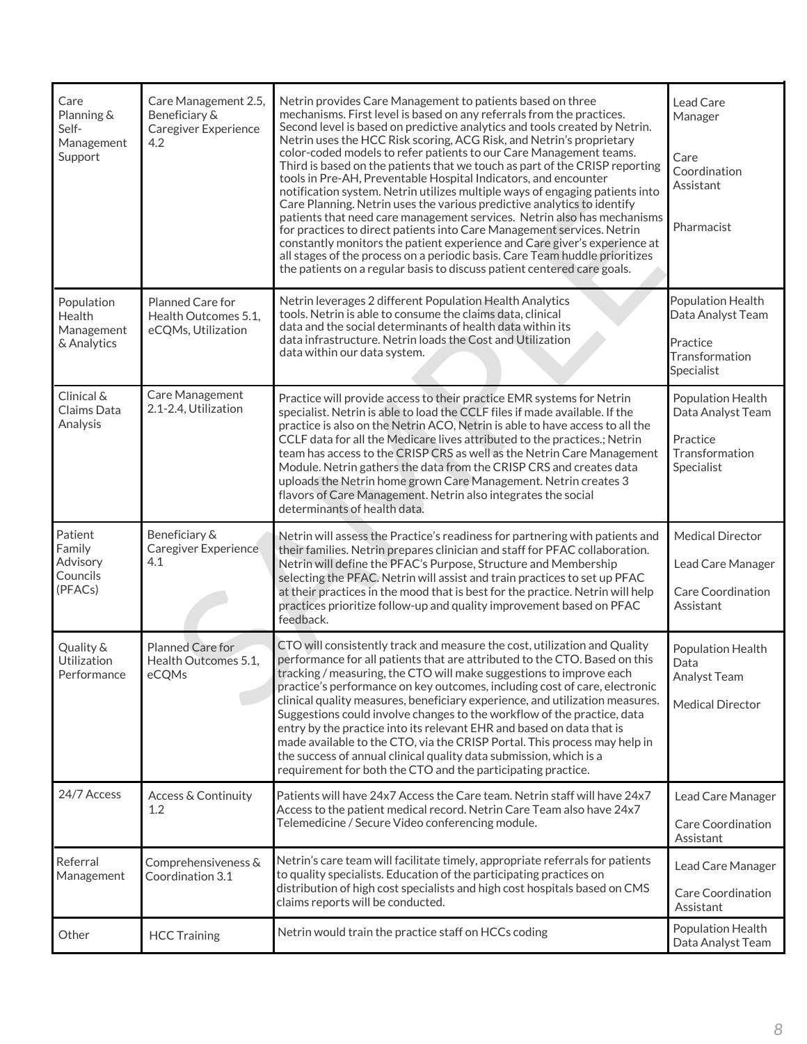| Care Planning & Self-Management Support | Care Management 2.5, Beneficiary & Caregiver Experience 4.2 | Netrin provides Care Management to patients based on three mechanisms. First level is based on any referrals from the practices. Second level is based on predictive analytics and tools created by Netrin. Netrin uses the HCC Risk scoring, ACG Risk, and Netrin's proprietary color-coded models to refer patients to our Care Management teams. Third is based on the patients that we touch as part of the CRISP reporting tools in Pre-AH, Preventable Hospital Indicators, and encounter notification system. Netrin utilizes multiple ways of engaging patients into Care Planning. Netrin uses the various predictive analytics to identify patients that need care management services. Netrin also has mechanisms for practices to direct patients into Care Management services. Netrin constantly monitors the patient experience and Care giver's experience at all stages of the process on a periodic basis. Care Team huddle prioritizes the patients on a regular basis to discuss patient centered care goals. | Lead Care Manager<br><br>Care Coordination Assistant<br><br>Pharmacist |
|---|---|---|---|
| Population Health Management & Analytics | Planned Care for Health Outcomes 5.1, eCQMs, Utilization | Netrin leverages 2 different Population Health Analytics tools. Netrin is able to consume the claims data, clinical data and the social determinants of health data within its data infrastructure. Netrin loads the Cost and Utilization data within our data system. | Population Health Data Analyst Team<br><br>Practice Transformation Specialist |
| Clinical & Claims Data Analysis | Care Management 2.1-2.4, Utilization | Practice will provide access to their practice EMR systems for Netrin specialist. Netrin is able to load the CCLF files if made available. If the practice is also on the Netrin ACO, Netrin is able to have access to all the CCLF data for all the Medicare lives attributed to the practices.; Netrin team has access to the CRISP CRS as well as the Netrin Care Management Module. Netrin gathers the data from the CRISP CRS and creates data uploads the Netrin home grown Care Management. Netrin creates 3 flavors of Care Management. Netrin also integrates the social determinants of health data. | Population Health Data Analyst Team<br><br>Practice Transformation Specialist |
| Patient Family Advisory Councils (PFACs) | Beneficiary & Caregiver Experience 4.1 | Netrin will assess the Practice's readiness for partnering with patients and their families. Netrin prepares clinician and staff for PFAC collaboration. Netrin will define the PFAC's Purpose, Structure and Membership selecting the PFAC. Netrin will assist and train practices to set up PFAC at their practices in the mood that is best for the practice. Netrin will help practices prioritize follow-up and quality improvement based on PFAC feedback. | Medical Director<br><br>Lead Care Manager<br><br>Care Coordination Assistant |
| Quality & Utilization Performance | Planned Care for Health Outcomes 5.1, eCQMs | CTO will consistently track and measure the cost, utilization and Quality performance for all patients that are attributed to the CTO. Based on this tracking / measuring, the CTO will make suggestions to improve each practice's performance on key outcomes, including cost of care, electronic clinical quality measures, beneficiary experience, and utilization measures. Suggestions could involve changes to the workflow of the practice, data entry by the practice into its relevant EHR and based on data that is made available to the CTO, via the CRISP Portal. This process may help in the success of annual clinical quality data submission, which is a requirement for both the CTO and the participating practice. | Population Health Data Analyst Team<br><br>Medical Director |
| 24/7 Access | Access & Continuity 1.2 | Patients will have 24x7 Access the Care team. Netrin staff will have 24x7 Access to the patient medical record. Netrin Care Team also have 24x7 Telemedicine / Secure Video conferencing module. | Lead Care Manager<br><br>Care Coordination Assistant |
| Referral Management | Comprehensiveness & Coordination 3.1 | Netrin's care team will facilitate timely, appropriate referrals for patients to quality specialists. Education of the participating practices on distribution of high cost specialists and high cost hospitals based on CMS claims reports will be conducted. | Lead Care Manager<br><br>Care Coordination Assistant |
| Other | HCC Training | Netrin would train the practice staff on HCCs coding | Population Health Data Analyst Team |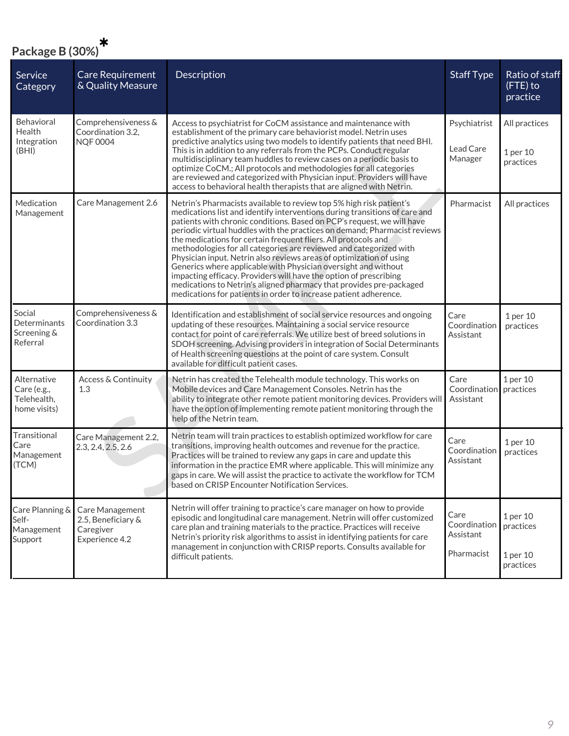## Package B (30%)*

| Service Category | Care Requirement & Quality Measure | Description | Staff Type | Ratio of staff (FTE) to practice |
|---|---|---|---|---|
| Behavioral Health Integration (BHI) | Comprehensiveness & Coordination 3.2, NQF 0004 | Access to psychiatrist for CoCM assistance and maintenance with establishment of the primary care behaviorist model. Netrin uses predictive analytics using two models to identify patients that need BHI. This is in addition to any referrals from the PCPs. Conduct regular multidisciplinary team huddles to review cases on a periodic basis to optimize CoCM.; All protocols and methodologies for all categories are reviewed and categorized with Physician input. Providers will have access to behavioral health therapists that are aligned with Netrin. | Psychiatrist<br><br>Lead Care Manager | All practices<br><br>1 per 10 practices |
| Medication Management | Care Management 2.6 | Netrin's Pharmacists available to review top 5% high risk patient's medications list and identify interventions during transitions of care and patients with chronic conditions. Based on PCP's request, we will have periodic virtual huddles with the practices on demand; Pharmacist reviews the medications for certain frequent fliers. All protocols and methodologies for all categories are reviewed and categorized with Physician input. Netrin also reviews areas of optimization of using Generics where applicable with Physician oversight and without impacting efficacy. Providers will have the option of prescribing medications to Netrin's aligned pharmacy that provides pre-packaged medications for patients in order to increase patient adherence. | Pharmacist | All practices |
| Social Determinants Screening & Referral | Comprehensiveness & Coordination 3.3 | Identification and establishment of social service resources and ongoing updating of these resources. Maintaining a social service resource contact for point of care referrals. We utilize best of breed solutions in SDOH screening. Advising providers in integration of Social Determinants of Health screening questions at the point of care system. Consult available for difficult patient cases. | Care Coordination Assistant | 1 per 10 practices |
| Alternative Care (e.g., Telehealth, home visits) | Access & Continuity 1.3 | Netrin has created the Telehealth module technology. This works on Mobile devices and Care Management Consoles. Netrin has the ability to integrate other remote patient monitoring devices. Providers will have the option of implementing remote patient monitoring through the help of the Netrin team. | Care Coordination Assistant | 1 per 10 practices |
| Transitional Care Management (TCM) | Care Management 2.2, 2.3, 2.4, 2.5, 2.6 | Netrin team will train practices to establish optimized workflow for care transitions, improving health outcomes and revenue for the practice. Practices will be trained to review any gaps in care and update this information in the practice EMR where applicable. This will minimize any gaps in care. We will assist the practice to activate the workflow for TCM based on CRISP Encounter Notification Services. | Care Coordination Assistant | 1 per 10 practices |
| Care Planning & Self-Management Support | Care Management 2.5, Beneficiary & Caregiver Experience 4.2 | Netrin will offer training to practice's care manager on how to provide episodic and longitudinal care management. Netrin will offer customized care plan and training materials to the practice. Practices will receive Netrin's priority risk algorithms to assist in identifying patients for care management in conjunction with CRISP reports. Consults available for difficult patients. | Care Coordination Assistant<br><br>Pharmacist | 1 per 10 practices<br><br>1 per 10 practices |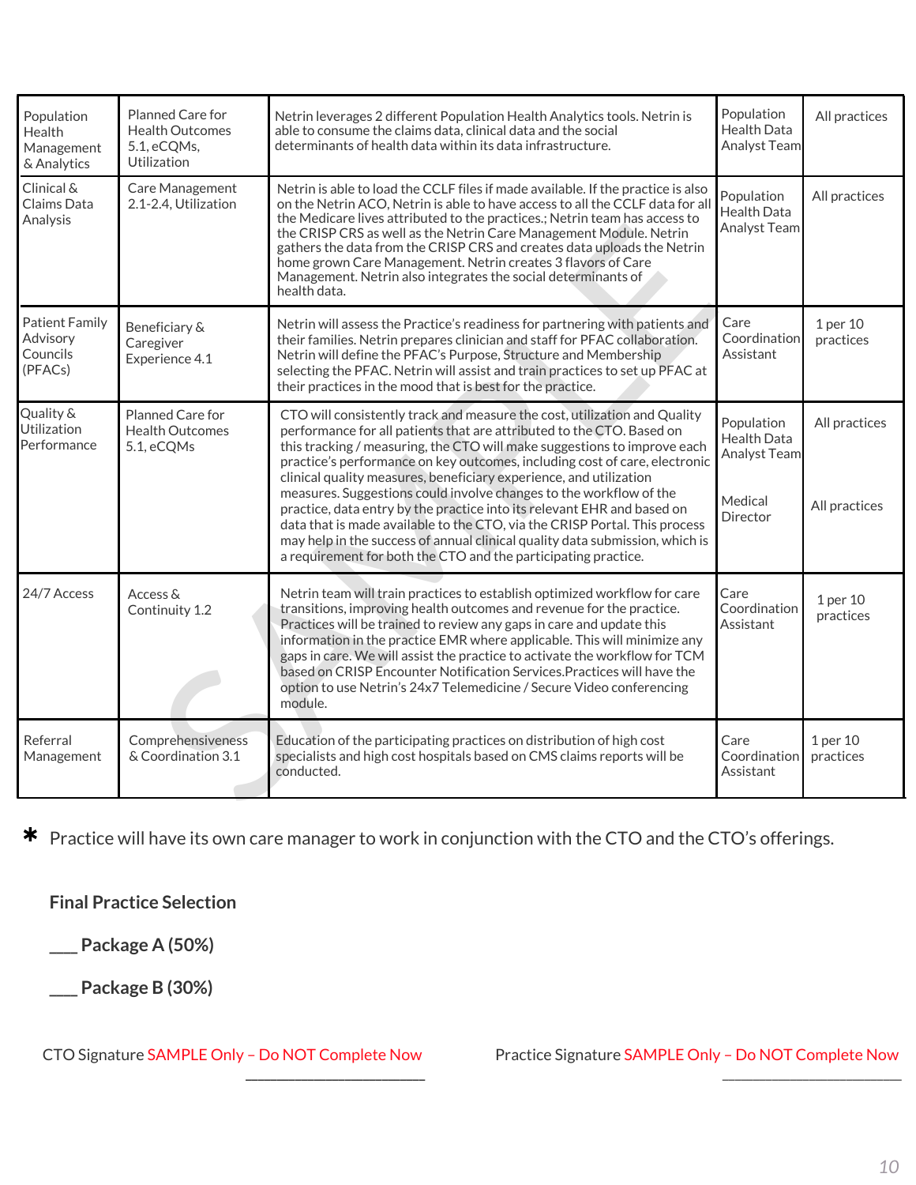| Population Health Management & Analytics | Planned Care for Health Outcomes 5.1, eCQMs, Utilization | Netrin leverages 2 different Population Health Analytics tools. Netrin is able to consume the claims data, clinical data and the social determinants of health data within its data infrastructure. | Population Health Data Analyst Team | All practices |
|---|---|---|---|---|
| Clinical & Claims Data Analysis | Care Management 2.1-2.4, Utilization | Netrin is able to load the CCLF files if made available. If the practice is also on the Netrin ACO, Netrin is able to have access to all the CCLF data for all the Medicare lives attributed to the practices.; Netrin team has access to the CRISP CRS as well as the Netrin Care Management Module. Netrin gathers the data from the CRISP CRS and creates data uploads the Netrin home grown Care Management. Netrin creates 3 flavors of Care Management. Netrin also integrates the social determinants of health data. | Population Health Data Analyst Team | All practices |
| Patient Family Advisory Councils (PFACs) | Beneficiary & Caregiver Experience 4.1 | Netrin will assess the Practice's readiness for partnering with patients and their families. Netrin prepares clinician and staff for PFAC collaboration. Netrin will define the PFAC's Purpose, Structure and Membership selecting the PFAC. Netrin will assist and train practices to set up PFAC at their practices in the mood that is best for the practice. | Care Coordination Assistant | 1 per 10 practices |
| Quality & Utilization Performance | Planned Care for Health Outcomes 5.1, eCQMs | CTO will consistently track and measure the cost, utilization and Quality performance for all patients that are attributed to the CTO. Based on this tracking / measuring, the CTO will make suggestions to improve each practice's performance on key outcomes, including cost of care, electronic clinical quality measures, beneficiary experience, and utilization measures. Suggestions could involve changes to the workflow of the practice, data entry by the practice into its relevant EHR and based on data that is made available to the CTO, via the CRISP Portal. This process may help in the success of annual clinical quality data submission, which is a requirement for both the CTO and the participating practice. | Population Health Data Analyst Team<br><br>Medical Director | All practices<br><br>All practices |
| 24/7 Access | Access & Continuity 1.2 | Netrin team will train practices to establish optimized workflow for care transitions, improving health outcomes and revenue for the practice. Practices will be trained to review any gaps in care and update this information in the practice EMR where applicable. This will minimize any gaps in care. We will assist the practice to activate the workflow for TCM based on CRISP Encounter Notification Services.Practices will have the option to use Netrin's 24x7 Telemedicine / Secure Video conferencing module. | Care Coordination Assistant | 1 per 10 practices |
| Referral Management | Comprehensiveness & Coordination 3.1 | Education of the participating practices on distribution of high cost specialists and high cost hospitals based on CMS claims reports will be conducted. | Care Coordination Assistant | 1 per 10 practices |

* Practice will have its own care manager to work in conjunction with the CTO and the CTO's offerings.

**Final Practice Selection**

**___ Package A (50%)**

**___ Package B (30%)**

CTO Signature SAMPLE Only – Do NOT Complete Now ______________________

Practice Signature SAMPLE Only – Do NOT Complete Now ______________________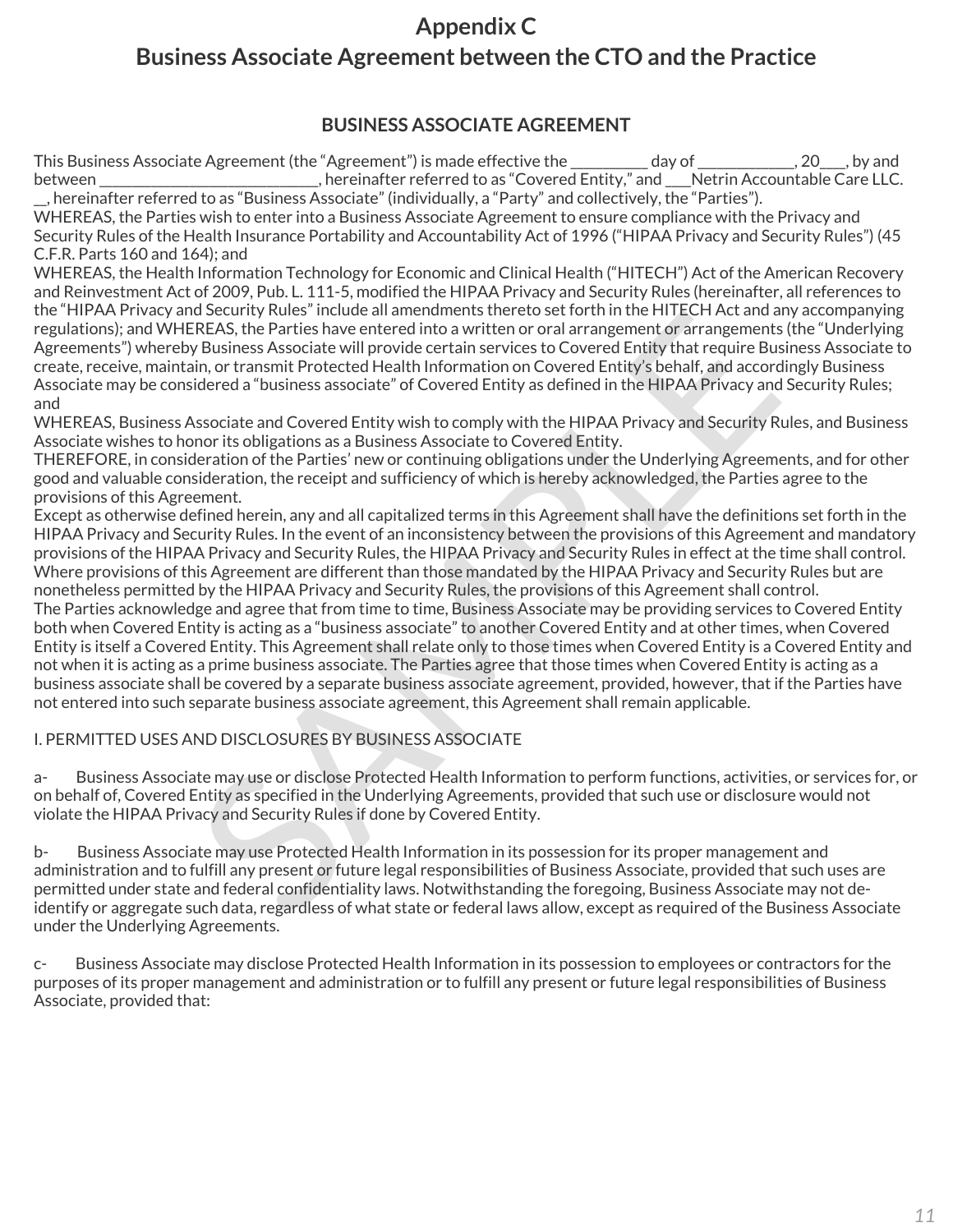# Appendix C
# Business Associate Agreement between the CTO and the Practice

## BUSINESS ASSOCIATE AGREEMENT

This Business Associate Agreement (the "Agreement") is made effective the _________ day of ____________, 20___, by and between ___________________________, hereinafter referred to as "Covered Entity," and ___Netrin Accountable Care LLC.__, hereinafter referred to as "Business Associate" (individually, a "Party" and collectively, the "Parties").

WHEREAS, the Parties wish to enter into a Business Associate Agreement to ensure compliance with the Privacy and Security Rules of the Health Insurance Portability and Accountability Act of 1996 ("HIPAA Privacy and Security Rules") (45 C.F.R. Parts 160 and 164); and

WHEREAS, the Health Information Technology for Economic and Clinical Health ("HITECH") Act of the American Recovery and Reinvestment Act of 2009, Pub. L. 111-5, modified the HIPAA Privacy and Security Rules (hereinafter, all references to the "HIPAA Privacy and Security Rules" include all amendments thereto set forth in the HITECH Act and any accompanying regulations); and WHEREAS, the Parties have entered into a written or oral arrangement or arrangements (the "Underlying Agreements") whereby Business Associate will provide certain services to Covered Entity that require Business Associate to create, receive, maintain, or transmit Protected Health Information on Covered Entity's behalf, and accordingly Business Associate may be considered a "business associate" of Covered Entity as defined in the HIPAA Privacy and Security Rules; and

WHEREAS, Business Associate and Covered Entity wish to comply with the HIPAA Privacy and Security Rules, and Business Associate wishes to honor its obligations as a Business Associate to Covered Entity.

THEREFORE, in consideration of the Parties' new or continuing obligations under the Underlying Agreements, and for other good and valuable consideration, the receipt and sufficiency of which is hereby acknowledged, the Parties agree to the provisions of this Agreement.

Except as otherwise defined herein, any and all capitalized terms in this Agreement shall have the definitions set forth in the HIPAA Privacy and Security Rules. In the event of an inconsistency between the provisions of this Agreement and mandatory provisions of the HIPAA Privacy and Security Rules, the HIPAA Privacy and Security Rules in effect at the time shall control. Where provisions of this Agreement are different than those mandated by the HIPAA Privacy and Security Rules but are nonetheless permitted by the HIPAA Privacy and Security Rules, the provisions of this Agreement shall control.

The Parties acknowledge and agree that from time to time, Business Associate may be providing services to Covered Entity both when Covered Entity is acting as a "business associate" to another Covered Entity and at other times, when Covered Entity is itself a Covered Entity. This Agreement shall relate only to those times when Covered Entity is a Covered Entity and not when it is acting as a prime business associate. The Parties agree that those times when Covered Entity is acting as a business associate shall be covered by a separate business associate agreement, provided, however, that if the Parties have not entered into such separate business associate agreement, this Agreement shall remain applicable.

I. PERMITTED USES AND DISCLOSURES BY BUSINESS ASSOCIATE

a- Business Associate may use or disclose Protected Health Information to perform functions, activities, or services for, or on behalf of, Covered Entity as specified in the Underlying Agreements, provided that such use or disclosure would not violate the HIPAA Privacy and Security Rules if done by Covered Entity.

b- Business Associate may use Protected Health Information in its possession for its proper management and administration and to fulfill any present or future legal responsibilities of Business Associate, provided that such uses are permitted under state and federal confidentiality laws. Notwithstanding the foregoing, Business Associate may not de-identify or aggregate such data, regardless of what state or federal laws allow, except as required of the Business Associate under the Underlying Agreements.

c- Business Associate may disclose Protected Health Information in its possession to employees or contractors for the purposes of its proper management and administration or to fulfill any present or future legal responsibilities of Business Associate, provided that: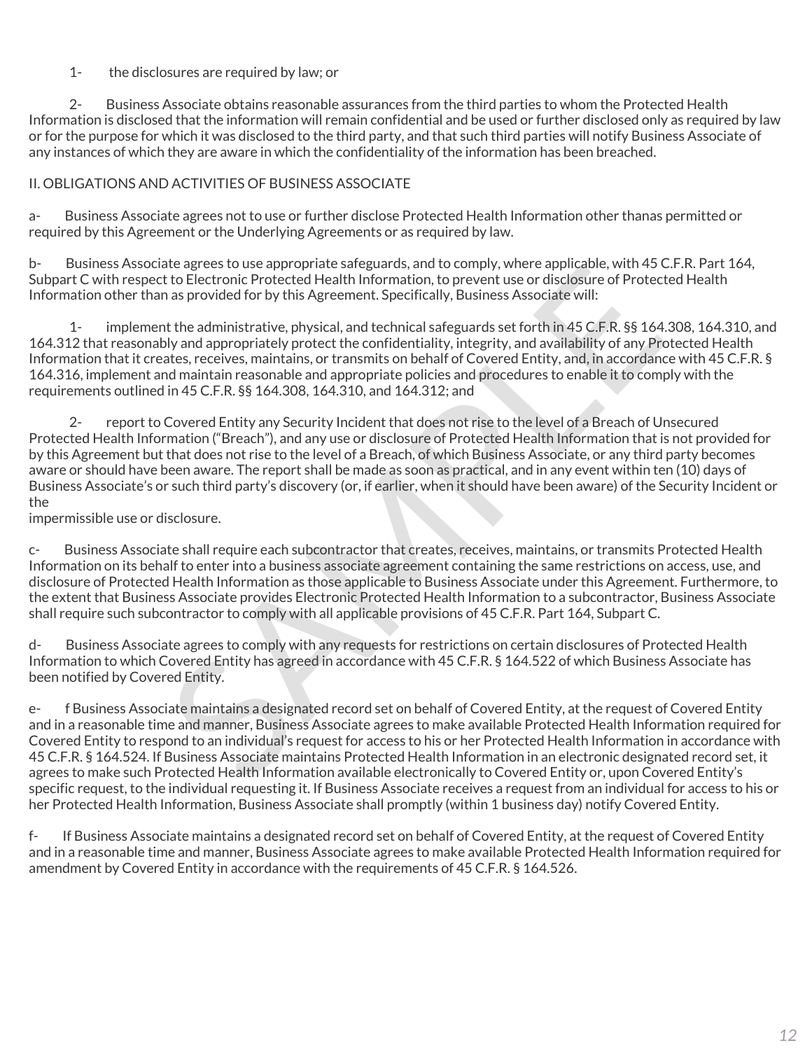1- the disclosures are required by law; or

2- Business Associate obtains reasonable assurances from the third parties to whom the Protected Health Information is disclosed that the information will remain confidential and be used or further disclosed only as required by law or for the purpose for which it was disclosed to the third party, and that such third parties will notify Business Associate of any instances of which they are aware in which the confidentiality of the information has been breached.

II. OBLIGATIONS AND ACTIVITIES OF BUSINESS ASSOCIATE

a- Business Associate agrees not to use or further disclose Protected Health Information other thanas permitted or required by this Agreement or the Underlying Agreements or as required by law.

b- Business Associate agrees to use appropriate safeguards, and to comply, where applicable, with 45 C.F.R. Part 164, Subpart C with respect to Electronic Protected Health Information, to prevent use or disclosure of Protected Health Information other than as provided for by this Agreement. Specifically, Business Associate will:

1- implement the administrative, physical, and technical safeguards set forth in 45 C.F.R. §§ 164.308, 164.310, and 164.312 that reasonably and appropriately protect the confidentiality, integrity, and availability of any Protected Health Information that it creates, receives, maintains, or transmits on behalf of Covered Entity, and, in accordance with 45 C.F.R. § 164.316, implement and maintain reasonable and appropriate policies and procedures to enable it to comply with the requirements outlined in 45 C.F.R. §§ 164.308, 164.310, and 164.312; and

2- report to Covered Entity any Security Incident that does not rise to the level of a Breach of Unsecured Protected Health Information ("Breach"), and any use or disclosure of Protected Health Information that is not provided for by this Agreement but that does not rise to the level of a Breach, of which Business Associate, or any third party becomes aware or should have been aware. The report shall be made as soon as practical, and in any event within ten (10) days of Business Associate's or such third party's discovery (or, if earlier, when it should have been aware) of the Security Incident or the
impermissible use or disclosure.

c- Business Associate shall require each subcontractor that creates, receives, maintains, or transmits Protected Health Information on its behalf to enter into a business associate agreement containing the same restrictions on access, use, and disclosure of Protected Health Information as those applicable to Business Associate under this Agreement. Furthermore, to the extent that Business Associate provides Electronic Protected Health Information to a subcontractor, Business Associate shall require such subcontractor to comply with all applicable provisions of 45 C.F.R. Part 164, Subpart C.

d- Business Associate agrees to comply with any requests for restrictions on certain disclosures of Protected Health Information to which Covered Entity has agreed in accordance with 45 C.F.R. § 164.522 of which Business Associate has been notified by Covered Entity.

e- f Business Associate maintains a designated record set on behalf of Covered Entity, at the request of Covered Entity and in a reasonable time and manner, Business Associate agrees to make available Protected Health Information required for Covered Entity to respond to an individual's request for access to his or her Protected Health Information in accordance with 45 C.F.R. § 164.524. If Business Associate maintains Protected Health Information in an electronic designated record set, it agrees to make such Protected Health Information available electronically to Covered Entity or, upon Covered Entity's specific request, to the individual requesting it. If Business Associate receives a request from an individual for access to his or her Protected Health Information, Business Associate shall promptly (within 1 business day) notify Covered Entity.

f- If Business Associate maintains a designated record set on behalf of Covered Entity, at the request of Covered Entity and in a reasonable time and manner, Business Associate agrees to make available Protected Health Information required for amendment by Covered Entity in accordance with the requirements of 45 C.F.R. § 164.526.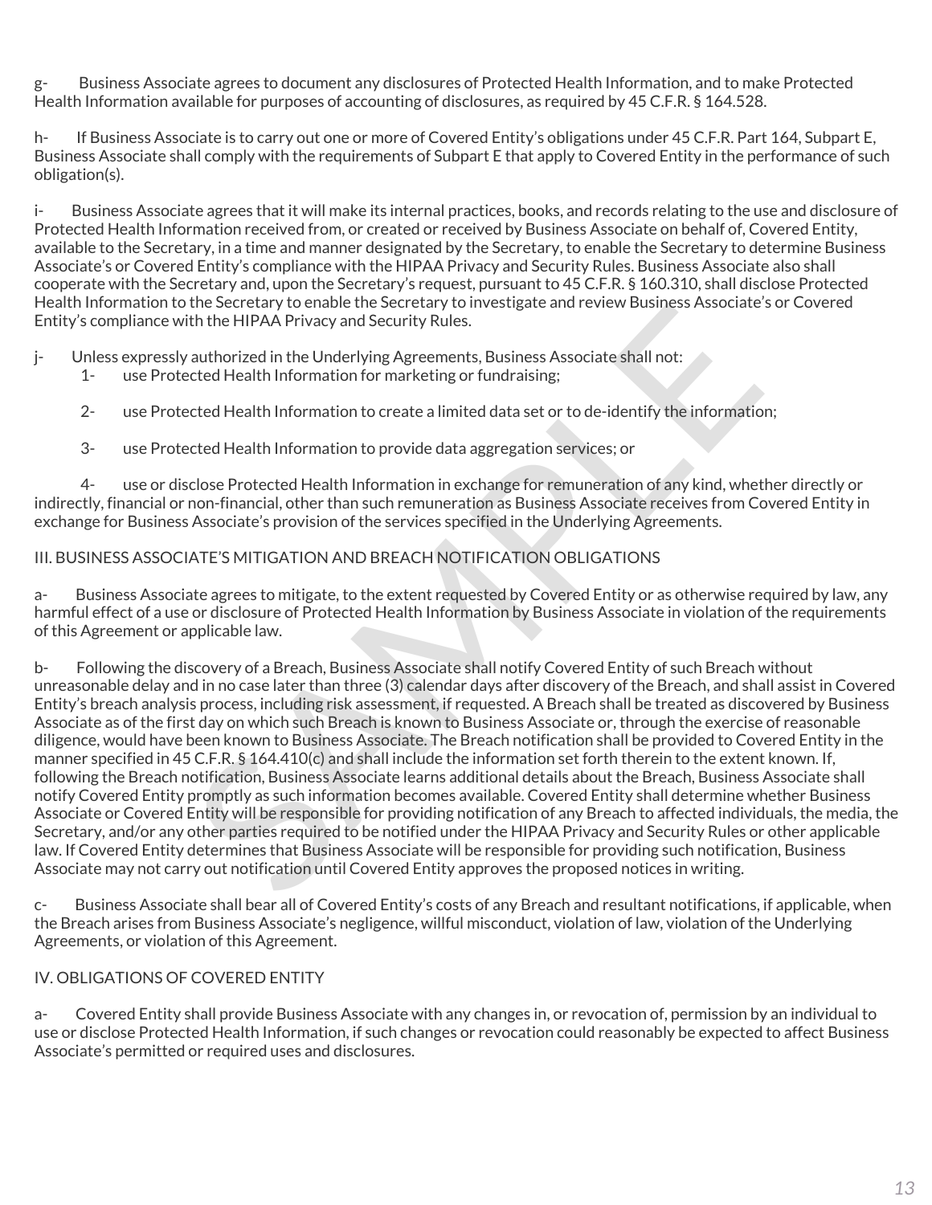g- Business Associate agrees to document any disclosures of Protected Health Information, and to make Protected Health Information available for purposes of accounting of disclosures, as required by 45 C.F.R. § 164.528.

h- If Business Associate is to carry out one or more of Covered Entity's obligations under 45 C.F.R. Part 164, Subpart E, Business Associate shall comply with the requirements of Subpart E that apply to Covered Entity in the performance of such obligation(s).

i- Business Associate agrees that it will make its internal practices, books, and records relating to the use and disclosure of Protected Health Information received from, or created or received by Business Associate on behalf of, Covered Entity, available to the Secretary, in a time and manner designated by the Secretary, to enable the Secretary to determine Business Associate's or Covered Entity's compliance with the HIPAA Privacy and Security Rules. Business Associate also shall cooperate with the Secretary and, upon the Secretary's request, pursuant to 45 C.F.R. § 160.310, shall disclose Protected Health Information to the Secretary to enable the Secretary to investigate and review Business Associate's or Covered Entity's compliance with the HIPAA Privacy and Security Rules.

j- Unless expressly authorized in the Underlying Agreements, Business Associate shall not:

1- use Protected Health Information for marketing or fundraising;

2- use Protected Health Information to create a limited data set or to de-identify the information;

3- use Protected Health Information to provide data aggregation services; or

4- use or disclose Protected Health Information in exchange for remuneration of any kind, whether directly or indirectly, financial or non-financial, other than such remuneration as Business Associate receives from Covered Entity in exchange for Business Associate's provision of the services specified in the Underlying Agreements.

III. BUSINESS ASSOCIATE'S MITIGATION AND BREACH NOTIFICATION OBLIGATIONS

a- Business Associate agrees to mitigate, to the extent requested by Covered Entity or as otherwise required by law, any harmful effect of a use or disclosure of Protected Health Information by Business Associate in violation of the requirements of this Agreement or applicable law.

b- Following the discovery of a Breach, Business Associate shall notify Covered Entity of such Breach without unreasonable delay and in no case later than three (3) calendar days after discovery of the Breach, and shall assist in Covered Entity's breach analysis process, including risk assessment, if requested. A Breach shall be treated as discovered by Business Associate as of the first day on which such Breach is known to Business Associate or, through the exercise of reasonable diligence, would have been known to Business Associate. The Breach notification shall be provided to Covered Entity in the manner specified in 45 C.F.R. § 164.410(c) and shall include the information set forth therein to the extent known. If, following the Breach notification, Business Associate learns additional details about the Breach, Business Associate shall notify Covered Entity promptly as such information becomes available. Covered Entity shall determine whether Business Associate or Covered Entity will be responsible for providing notification of any Breach to affected individuals, the media, the Secretary, and/or any other parties required to be notified under the HIPAA Privacy and Security Rules or other applicable law. If Covered Entity determines that Business Associate will be responsible for providing such notification, Business Associate may not carry out notification until Covered Entity approves the proposed notices in writing.

c- Business Associate shall bear all of Covered Entity's costs of any Breach and resultant notifications, if applicable, when the Breach arises from Business Associate's negligence, willful misconduct, violation of law, violation of the Underlying Agreements, or violation of this Agreement.

IV. OBLIGATIONS OF COVERED ENTITY

a- Covered Entity shall provide Business Associate with any changes in, or revocation of, permission by an individual to use or disclose Protected Health Information, if such changes or revocation could reasonably be expected to affect Business Associate's permitted or required uses and disclosures.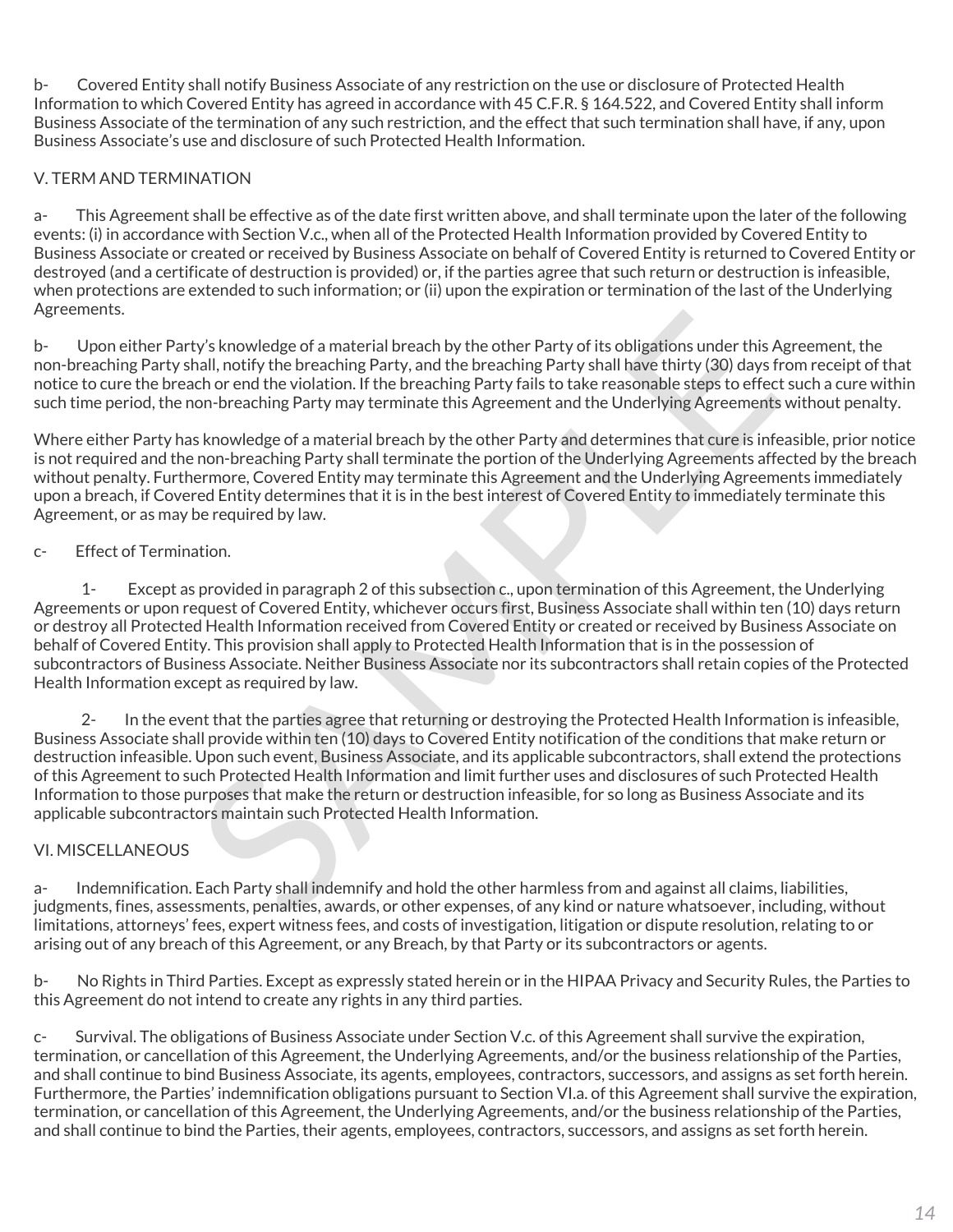b- Covered Entity shall notify Business Associate of any restriction on the use or disclosure of Protected Health Information to which Covered Entity has agreed in accordance with 45 C.F.R. § 164.522, and Covered Entity shall inform Business Associate of the termination of any such restriction, and the effect that such termination shall have, if any, upon Business Associate's use and disclosure of such Protected Health Information.

## V. TERM AND TERMINATION

a- This Agreement shall be effective as of the date first written above, and shall terminate upon the later of the following events: (i) in accordance with Section V.c., when all of the Protected Health Information provided by Covered Entity to Business Associate or created or received by Business Associate on behalf of Covered Entity is returned to Covered Entity or destroyed (and a certificate of destruction is provided) or, if the parties agree that such return or destruction is infeasible, when protections are extended to such information; or (ii) upon the expiration or termination of the last of the Underlying Agreements.

b- Upon either Party's knowledge of a material breach by the other Party of its obligations under this Agreement, the non-breaching Party shall, notify the breaching Party, and the breaching Party shall have thirty (30) days from receipt of that notice to cure the breach or end the violation. If the breaching Party fails to take reasonable steps to effect such a cure within such time period, the non-breaching Party may terminate this Agreement and the Underlying Agreements without penalty.

Where either Party has knowledge of a material breach by the other Party and determines that cure is infeasible, prior notice is not required and the non-breaching Party shall terminate the portion of the Underlying Agreements affected by the breach without penalty. Furthermore, Covered Entity may terminate this Agreement and the Underlying Agreements immediately upon a breach, if Covered Entity determines that it is in the best interest of Covered Entity to immediately terminate this Agreement, or as may be required by law.

c- Effect of Termination.

1- Except as provided in paragraph 2 of this subsection c., upon termination of this Agreement, the Underlying Agreements or upon request of Covered Entity, whichever occurs first, Business Associate shall within ten (10) days return or destroy all Protected Health Information received from Covered Entity or created or received by Business Associate on behalf of Covered Entity. This provision shall apply to Protected Health Information that is in the possession of subcontractors of Business Associate. Neither Business Associate nor its subcontractors shall retain copies of the Protected Health Information except as required by law.

2- In the event that the parties agree that returning or destroying the Protected Health Information is infeasible, Business Associate shall provide within ten (10) days to Covered Entity notification of the conditions that make return or destruction infeasible. Upon such event, Business Associate, and its applicable subcontractors, shall extend the protections of this Agreement to such Protected Health Information and limit further uses and disclosures of such Protected Health Information to those purposes that make the return or destruction infeasible, for so long as Business Associate and its applicable subcontractors maintain such Protected Health Information.

## VI. MISCELLANEOUS

a- Indemnification. Each Party shall indemnify and hold the other harmless from and against all claims, liabilities, judgments, fines, assessments, penalties, awards, or other expenses, of any kind or nature whatsoever, including, without limitations, attorneys' fees, expert witness fees, and costs of investigation, litigation or dispute resolution, relating to or arising out of any breach of this Agreement, or any Breach, by that Party or its subcontractors or agents.

b- No Rights in Third Parties. Except as expressly stated herein or in the HIPAA Privacy and Security Rules, the Parties to this Agreement do not intend to create any rights in any third parties.

c- Survival. The obligations of Business Associate under Section V.c. of this Agreement shall survive the expiration, termination, or cancellation of this Agreement, the Underlying Agreements, and/or the business relationship of the Parties, and shall continue to bind Business Associate, its agents, employees, contractors, successors, and assigns as set forth herein. Furthermore, the Parties' indemnification obligations pursuant to Section VI.a. of this Agreement shall survive the expiration, termination, or cancellation of this Agreement, the Underlying Agreements, and/or the business relationship of the Parties, and shall continue to bind the Parties, their agents, employees, contractors, successors, and assigns as set forth herein.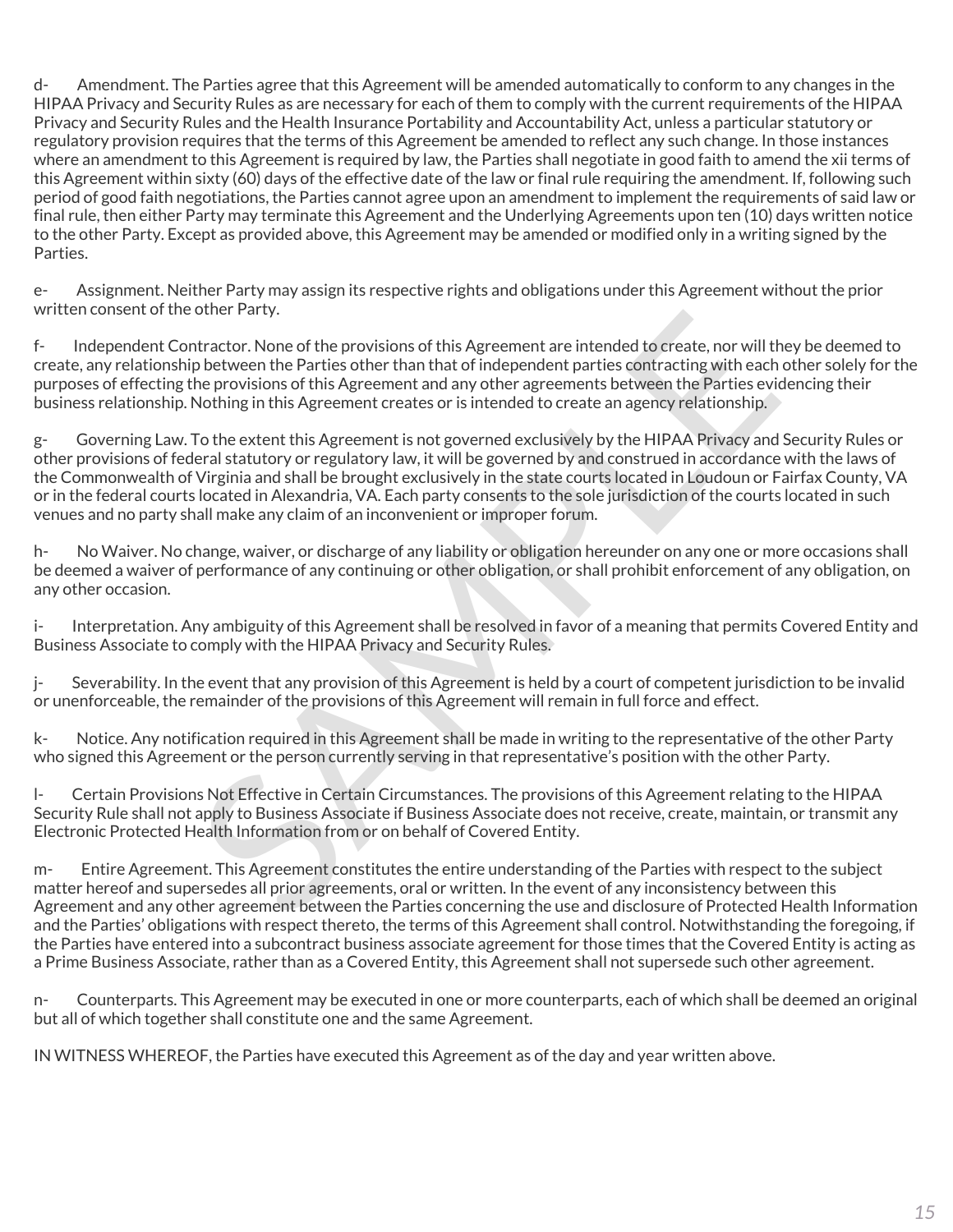d- Amendment. The Parties agree that this Agreement will be amended automatically to conform to any changes in the HIPAA Privacy and Security Rules as are necessary for each of them to comply with the current requirements of the HIPAA Privacy and Security Rules and the Health Insurance Portability and Accountability Act, unless a particular statutory or regulatory provision requires that the terms of this Agreement be amended to reflect any such change. In those instances where an amendment to this Agreement is required by law, the Parties shall negotiate in good faith to amend the xii terms of this Agreement within sixty (60) days of the effective date of the law or final rule requiring the amendment. If, following such period of good faith negotiations, the Parties cannot agree upon an amendment to implement the requirements of said law or final rule, then either Party may terminate this Agreement and the Underlying Agreements upon ten (10) days written notice to the other Party. Except as provided above, this Agreement may be amended or modified only in a writing signed by the Parties.

e- Assignment. Neither Party may assign its respective rights and obligations under this Agreement without the prior written consent of the other Party.

f- Independent Contractor. None of the provisions of this Agreement are intended to create, nor will they be deemed to create, any relationship between the Parties other than that of independent parties contracting with each other solely for the purposes of effecting the provisions of this Agreement and any other agreements between the Parties evidencing their business relationship. Nothing in this Agreement creates or is intended to create an agency relationship.

g- Governing Law. To the extent this Agreement is not governed exclusively by the HIPAA Privacy and Security Rules or other provisions of federal statutory or regulatory law, it will be governed by and construed in accordance with the laws of the Commonwealth of Virginia and shall be brought exclusively in the state courts located in Loudoun or Fairfax County, VA or in the federal courts located in Alexandria, VA. Each party consents to the sole jurisdiction of the courts located in such venues and no party shall make any claim of an inconvenient or improper forum.

h- No Waiver. No change, waiver, or discharge of any liability or obligation hereunder on any one or more occasions shall be deemed a waiver of performance of any continuing or other obligation, or shall prohibit enforcement of any obligation, on any other occasion.

i- Interpretation. Any ambiguity of this Agreement shall be resolved in favor of a meaning that permits Covered Entity and Business Associate to comply with the HIPAA Privacy and Security Rules.

j- Severability. In the event that any provision of this Agreement is held by a court of competent jurisdiction to be invalid or unenforceable, the remainder of the provisions of this Agreement will remain in full force and effect.

k- Notice. Any notification required in this Agreement shall be made in writing to the representative of the other Party who signed this Agreement or the person currently serving in that representative's position with the other Party.

l- Certain Provisions Not Effective in Certain Circumstances. The provisions of this Agreement relating to the HIPAA Security Rule shall not apply to Business Associate if Business Associate does not receive, create, maintain, or transmit any Electronic Protected Health Information from or on behalf of Covered Entity.

m- Entire Agreement. This Agreement constitutes the entire understanding of the Parties with respect to the subject matter hereof and supersedes all prior agreements, oral or written. In the event of any inconsistency between this Agreement and any other agreement between the Parties concerning the use and disclosure of Protected Health Information and the Parties' obligations with respect thereto, the terms of this Agreement shall control. Notwithstanding the foregoing, if the Parties have entered into a subcontract business associate agreement for those times that the Covered Entity is acting as a Prime Business Associate, rather than as a Covered Entity, this Agreement shall not supersede such other agreement.

n- Counterparts. This Agreement may be executed in one or more counterparts, each of which shall be deemed an original but all of which together shall constitute one and the same Agreement.

IN WITNESS WHEREOF, the Parties have executed this Agreement as of the day and year written above.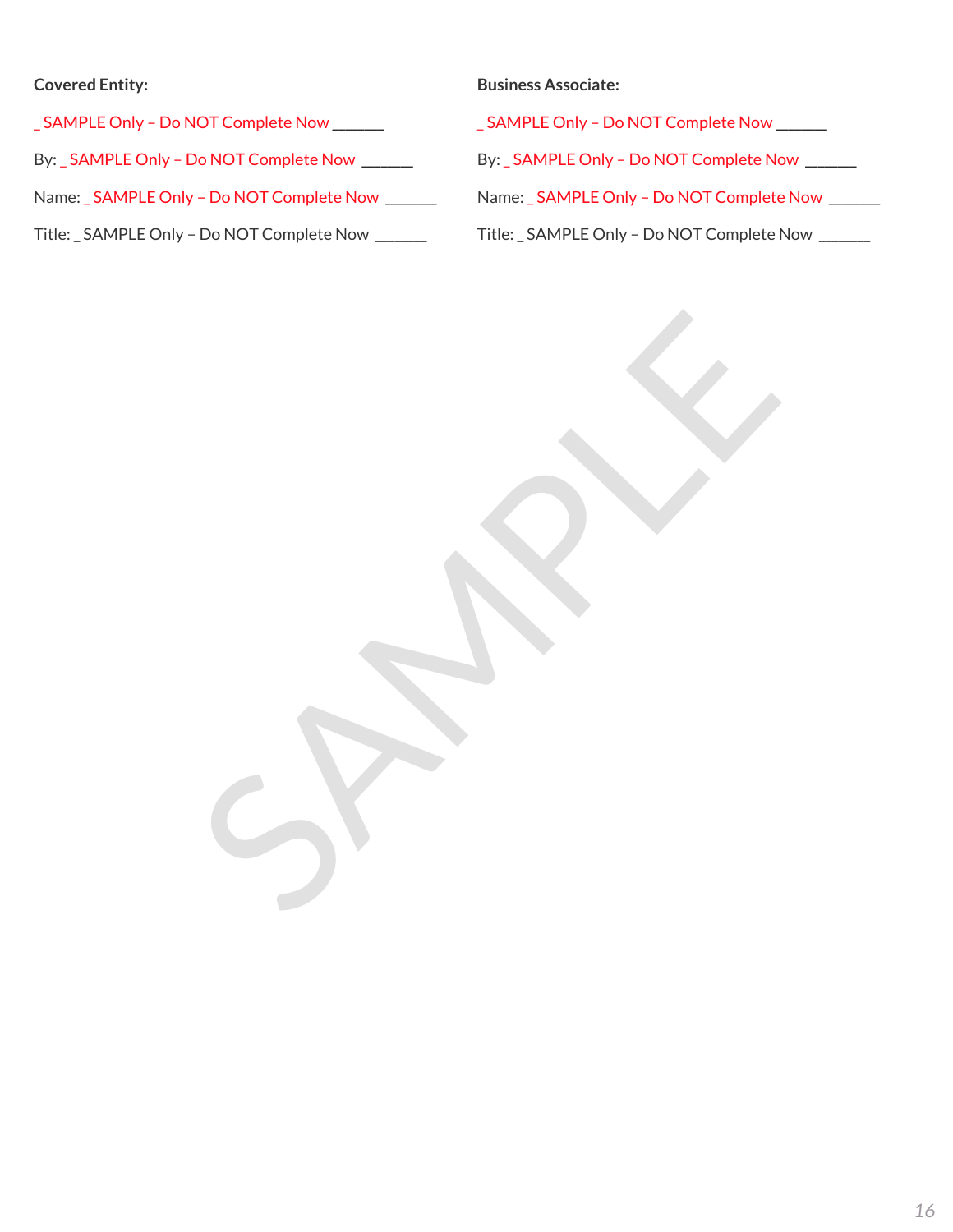**Covered Entity:**

_ SAMPLE Only – Do NOT Complete Now ______

By: _ SAMPLE Only – Do NOT Complete Now ______

Name: _ SAMPLE Only – Do NOT Complete Now ______

Title: _ SAMPLE Only – Do NOT Complete Now ______

**Business Associate:**

_ SAMPLE Only – Do NOT Complete Now ______

By: _ SAMPLE Only – Do NOT Complete Now ______

Name: _ SAMPLE Only – Do NOT Complete Now ______

Title: _ SAMPLE Only – Do NOT Complete Now ______